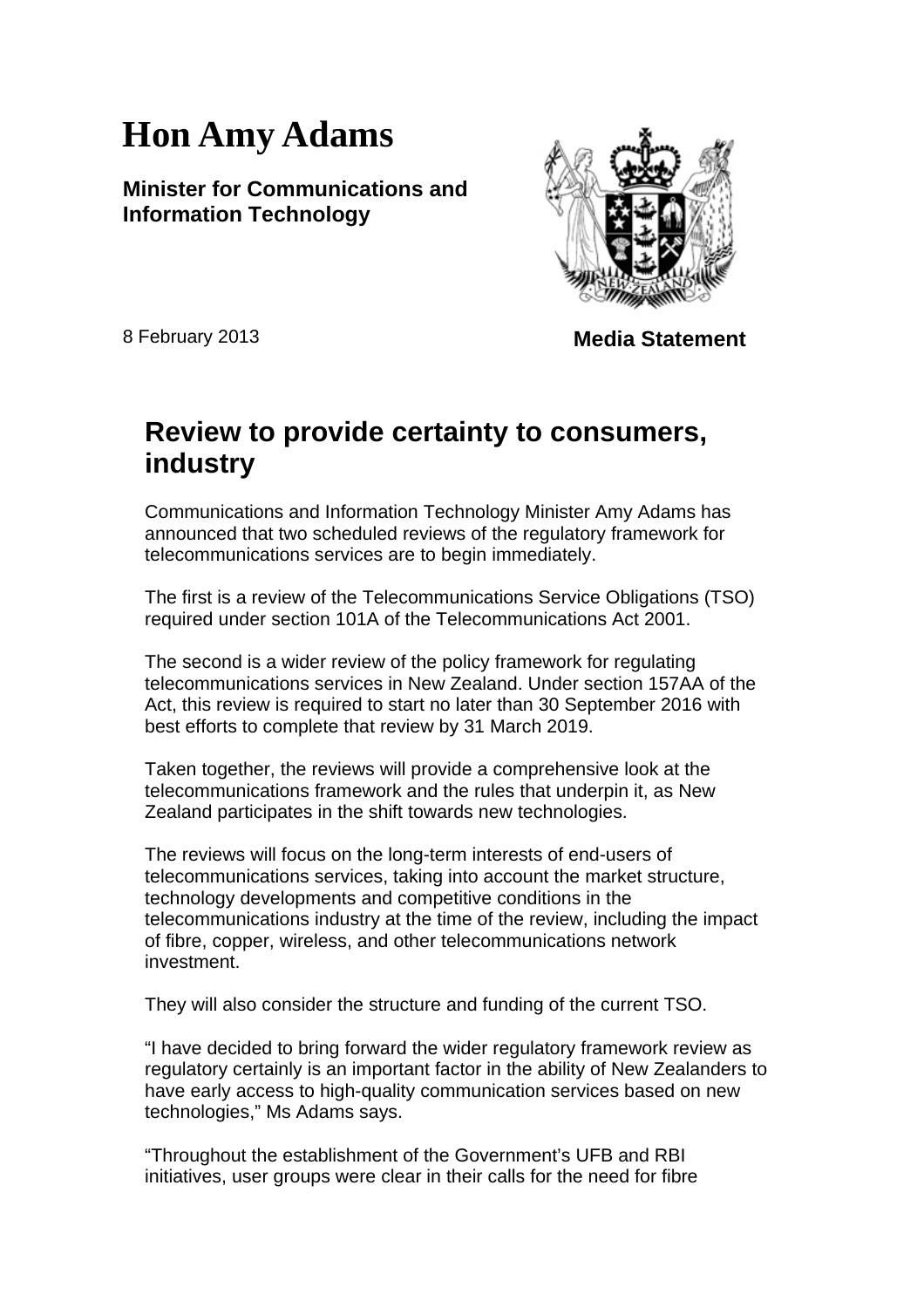# Hon Amy Adams

**Minister for Communications and Information Technology**

8 February 2013

**Media Statement**

## Review to provide certainty to consumers, industry

Communications and Information Technology Minister Amy Adams has announced that two scheduled reviews of the regulatory framework for telecommunications services are to begin immediately.

The first is a review of the Telecommunications Service Obligations (TSO) required under section 101A of the Telecommunications Act 2001.

The second is a wider review of the policy framework for regulating telecommunications services in New Zealand. Under section 157AA of the Act, this review is required to start no later than 30 September 2016 with best efforts to complete that review by 31 March 2019.

Taken together, the reviews will provide a comprehensive look at the telecommunications framework and the rules that underpin it, as New Zealand participates in the shift towards new technologies.

The reviews will focus on the long-term interests of end-users of telecommunications services, taking into account the market structure, technology developments and competitive conditions in the telecommunications industry at the time of the review, including the impact of fibre, copper, wireless, and other telecommunications network investment.

They will also consider the structure and funding of the current TSO.

"I have decided to bring forward the wider regulatory framework review as regulatory certainly is an important factor in the ability of New Zealanders to have early access to high-quality communication services based on new technologies," Ms Adams says.

"Throughout the establishment of the Government's UFB and RBI initiatives, user groups were clear in their calls for the need for fibre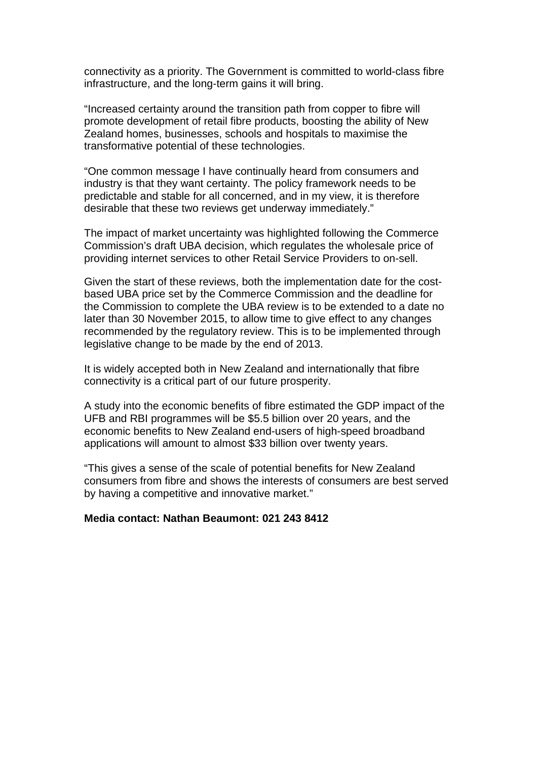connectivity as a priority. The Government is committed to world-class fibre infrastructure, and the long-term gains it will bring.

“Increased certainty around the transition path from copper to fibre will promote development of retail fibre products, boosting the ability of New Zealand homes, businesses, schools and hospitals to maximise the transformative potential of these technologies.

“One common message I have continually heard from consumers and industry is that they want certainty. The policy framework needs to be predictable and stable for all concerned, and in my view, it is therefore desirable that these two reviews get underway immediately.”

The impact of market uncertainty was highlighted following the Commerce Commission’s draft UBA decision, which regulates the wholesale price of providing internet services to other Retail Service Providers to on-sell.

Given the start of these reviews, both the implementation date for the cost-based UBA price set by the Commerce Commission and the deadline for the Commission to complete the UBA review is to be extended to a date no later than 30 November 2015, to allow time to give effect to any changes recommended by the regulatory review. This is to be implemented through legislative change to be made by the end of 2013.

It is widely accepted both in New Zealand and internationally that fibre connectivity is a critical part of our future prosperity.

A study into the economic benefits of fibre estimated the GDP impact of the UFB and RBI programmes will be $5.5 billion over 20 years, and the economic benefits to New Zealand end-users of high-speed broadband applications will amount to almost $33 billion over twenty years.

“This gives a sense of the scale of potential benefits for New Zealand consumers from fibre and shows the interests of consumers are best served by having a competitive and innovative market.”

**Media contact: Nathan Beaumont: 021 243 8412**